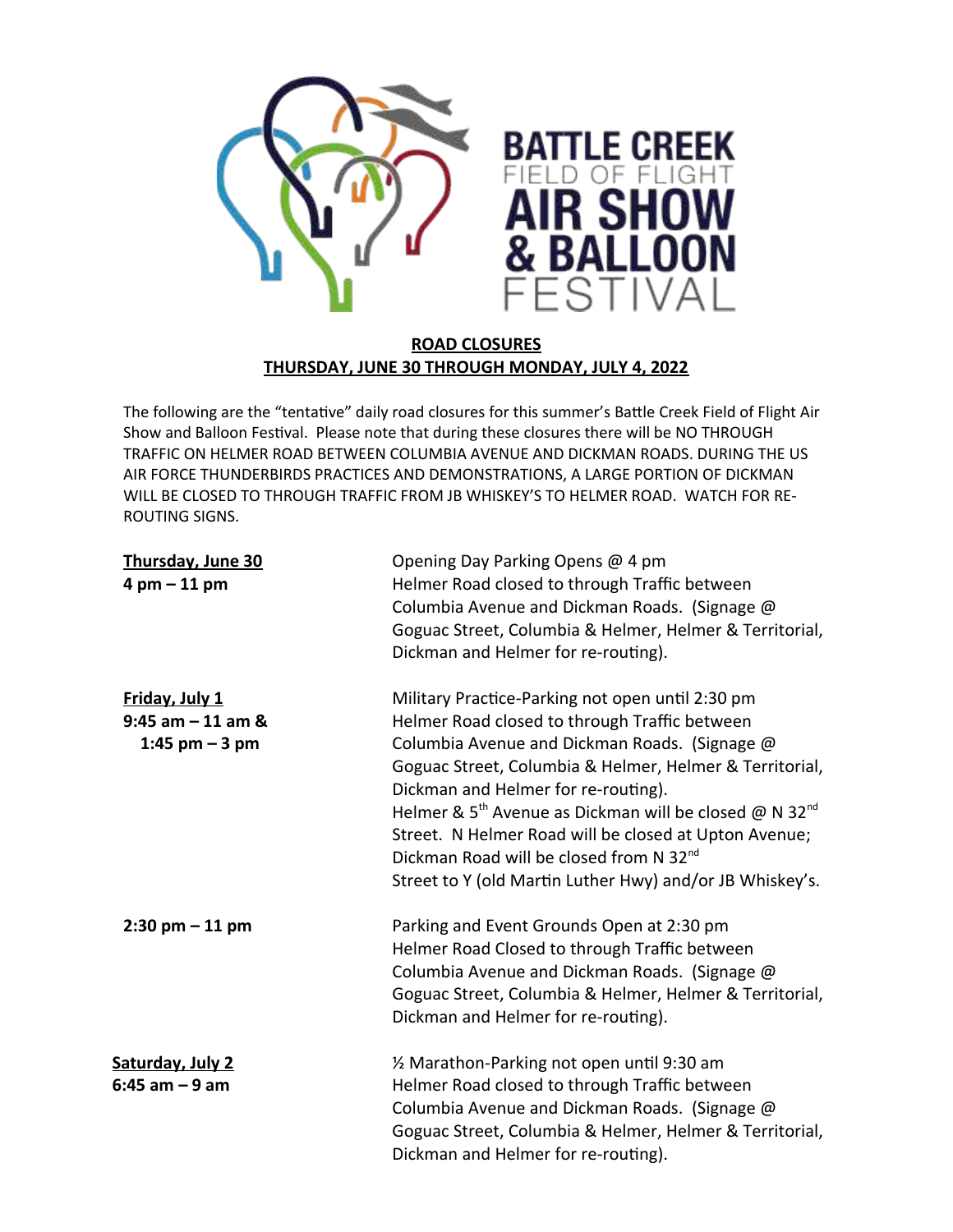# BATTLE CREEK FIELD OF FLIGHT AIR SHOW & BALLOON FESTIVAL

## ROAD CLOSURES
## THURSDAY, JUNE 30 THROUGH MONDAY, JULY 4, 2022

The following are the "tentative" daily road closures for this summer's Battle Creek Field of Flight Air Show and Balloon Festival. Please note that during these closures there will be NO THROUGH TRAFFIC ON HELMER ROAD BETWEEN COLUMBIA AVENUE AND DICKMAN ROADS. DURING THE US AIR FORCE THUNDERBIRDS PRACTICES AND DEMONSTRATIONS, A LARGE PORTION OF DICKMAN WILL BE CLOSED TO THROUGH TRAFFIC FROM JB WHISKEY'S TO HELMER ROAD. WATCH FOR RE-ROUTING SIGNS.

**Thursday, June 30**
**4 pm – 11 pm**

Opening Day Parking Opens @ 4 pm
Helmer Road closed to through Traffic between Columbia Avenue and Dickman Roads. (Signage @ Goguac Street, Columbia & Helmer, Helmer & Territorial, Dickman and Helmer for re-routing).

**Friday, July 1**
**9:45 am – 11 am &**
**1:45 pm – 3 pm**

Military Practice-Parking not open until 2:30 pm
Helmer Road closed to through Traffic between Columbia Avenue and Dickman Roads. (Signage @ Goguac Street, Columbia & Helmer, Helmer & Territorial, Dickman and Helmer for re-routing).
Helmer & 5th Avenue as Dickman will be closed @ N 32nd Street. N Helmer Road will be closed at Upton Avenue; Dickman Road will be closed from N 32nd Street to Y (old Martin Luther Hwy) and/or JB Whiskey's.

**2:30 pm – 11 pm**

Parking and Event Grounds Open at 2:30 pm
Helmer Road Closed to through Traffic between Columbia Avenue and Dickman Roads. (Signage @ Goguac Street, Columbia & Helmer, Helmer & Territorial, Dickman and Helmer for re-routing).

**Saturday, July 2**
**6:45 am – 9 am**

½ Marathon-Parking not open until 9:30 am
Helmer Road closed to through Traffic between Columbia Avenue and Dickman Roads. (Signage @ Goguac Street, Columbia & Helmer, Helmer & Territorial, Dickman and Helmer for re-routing).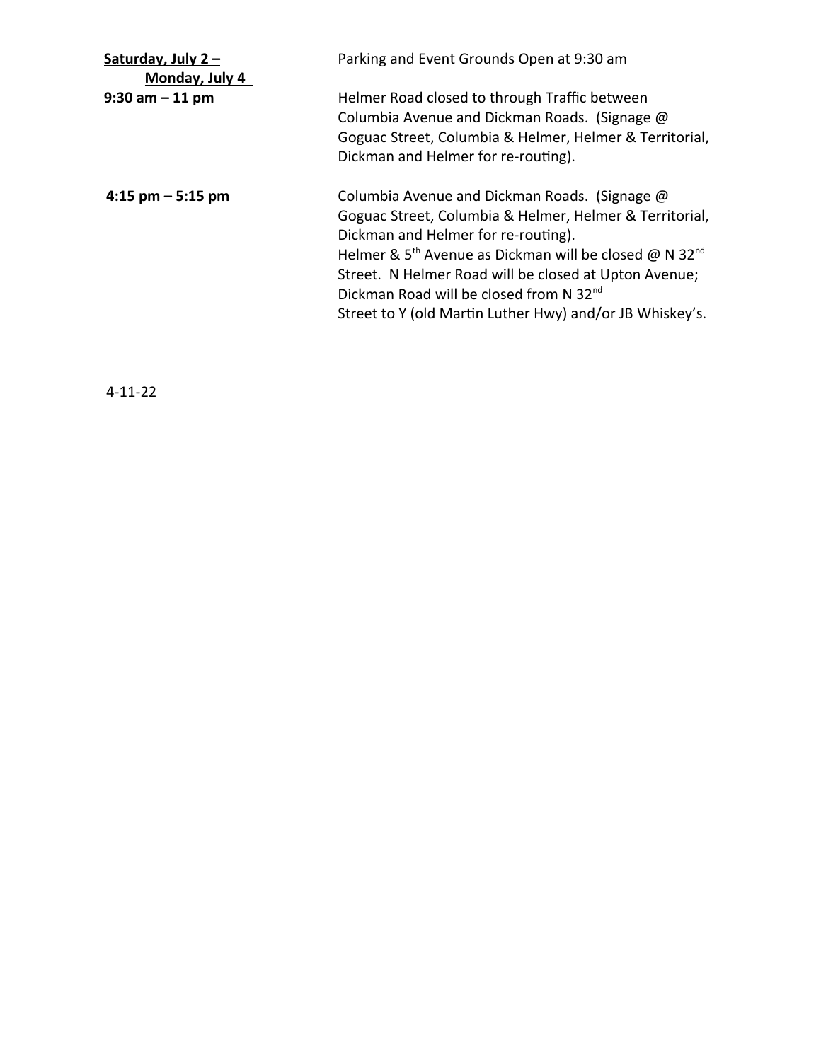| | |
|---|---|
| **<u>Saturday, July 2 – Monday, July 4</u>** | Parking and Event Grounds Open at 9:30 am |
| **9:30 am – 11 pm** | Helmer Road closed to through Traffic between Columbia Avenue and Dickman Roads. (Signage @ Goguac Street, Columbia & Helmer, Helmer & Territorial, Dickman and Helmer for re-routing). |
| **4:15 pm – 5:15 pm** | Columbia Avenue and Dickman Roads. (Signage @ Goguac Street, Columbia & Helmer, Helmer & Territorial, Dickman and Helmer for re-routing). Helmer & 5th Avenue as Dickman will be closed @ N 32nd Street. N Helmer Road will be closed at Upton Avenue; Dickman Road will be closed from N 32nd Street to Y (old Martin Luther Hwy) and/or JB Whiskey's. |

4-11-22